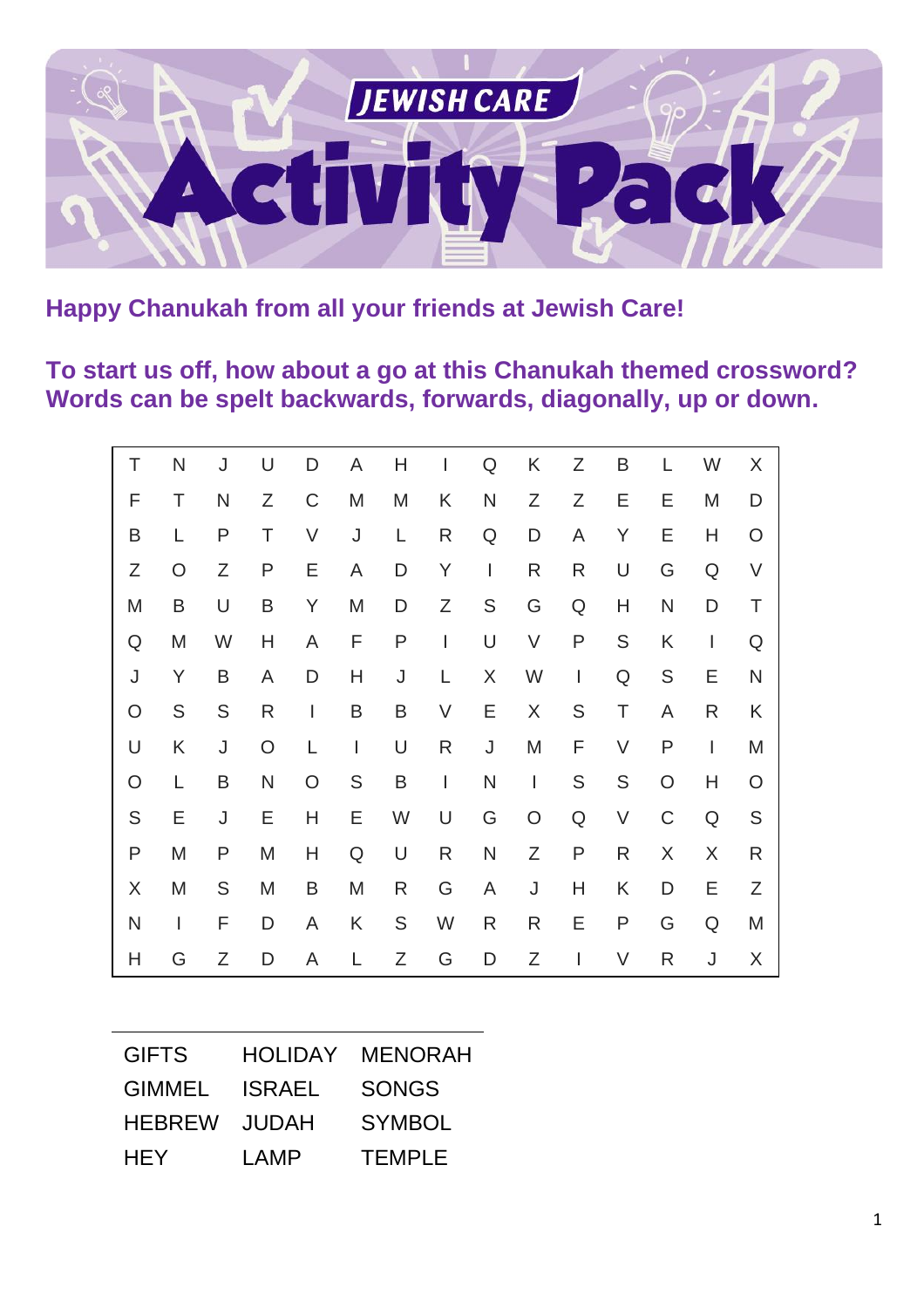# JEWISH CARE Activity Pack

**Happy Chanukah from all your friends at Jewish Care!**

**To start us off, how about a go at this Chanukah themed crossword? Words can be spelt backwards, forwards, diagonally, up or down.**

| | | | | | | | | | | | | | | |
|---|---|---|---|---|---|---|---|---|---|---|---|---|---|---|
| T | N | J | U | D | A | H | I | Q | K | Z | B | L | W | X |
| F | T | N | Z | C | M | M | K | N | Z | Z | E | E | M | D |
| B | L | P | T | V | J | L | R | Q | D | A | Y | E | H | O |
| Z | O | Z | P | E | A | D | Y | I | R | R | U | G | Q | V |
| M | B | U | B | Y | M | D | Z | S | G | Q | H | N | D | T |
| Q | M | W | H | A | F | P | I | U | V | P | S | K | I | Q |
| J | Y | B | A | D | H | J | L | X | W | I | Q | S | E | N |
| O | S | S | R | I | B | B | V | E | X | S | T | A | R | K |
| U | K | J | O | L | I | U | R | J | M | F | V | P | I | M |
| O | L | B | N | O | S | B | I | N | I | S | S | O | H | O |
| S | E | J | E | H | E | W | U | G | O | Q | V | C | Q | S |
| P | M | P | M | H | Q | U | R | N | Z | P | R | X | X | R |
| X | M | S | M | B | M | R | G | A | J | H | K | D | E | Z |
| N | I | F | D | A | K | S | W | R | R | E | P | G | Q | M |
| H | G | Z | D | A | L | Z | G | D | Z | I | V | R | J | X |

| | | |
|---|---|---|
| GIFTS | HOLIDAY | MENORAH |
| GIMMEL | ISRAEL | SONGS |
| HEBREW | JUDAH | SYMBOL |
| HEY | LAMP | TEMPLE |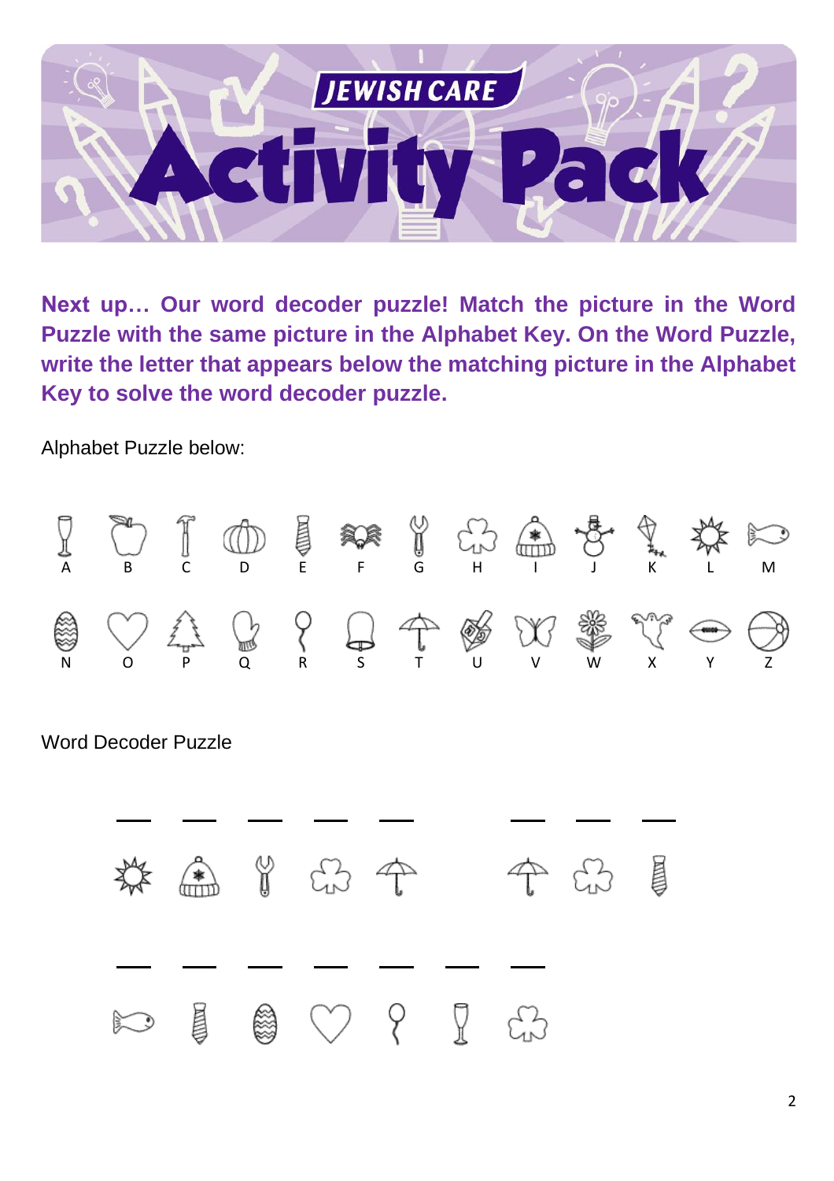# JEWISH CARE Activity Pack

**Next up… Our word decoder puzzle! Match the picture in the Word Puzzle with the same picture in the Alphabet Key. On the Word Puzzle, write the letter that appears below the matching picture in the Alphabet Key to solve the word decoder puzzle.**

Alphabet Puzzle below:

A B C D E F G H I J K L M

N O P Q R S T U V W X Y Z

Word Decoder Puzzle

\_\_\_ \_\_\_ \_\_\_ \_\_\_ \_\_\_ \_\_\_ \_\_\_ \_\_\_

\_\_\_ \_\_\_ \_\_\_ \_\_\_ \_\_\_ \_\_\_ \_\_\_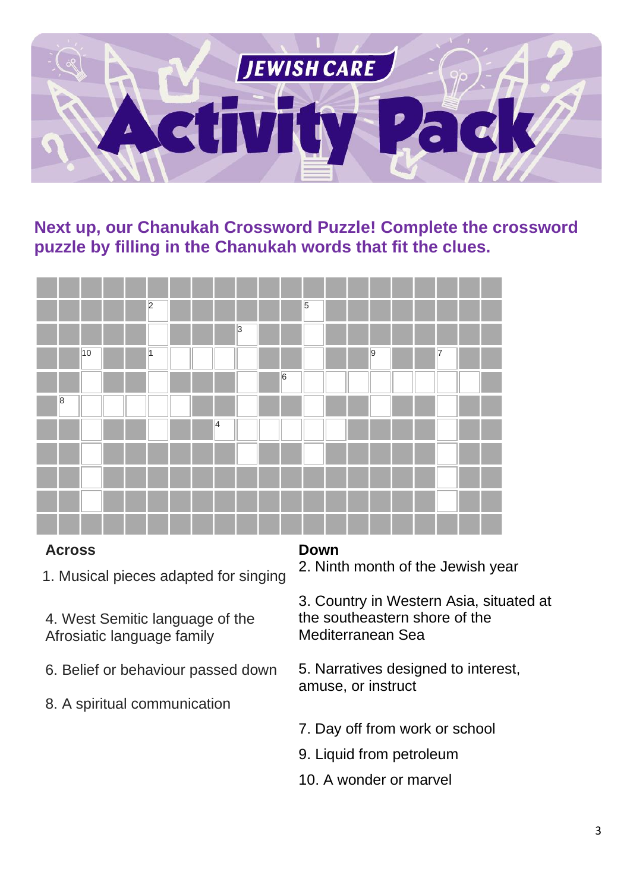Next up, our Chanukah Crossword Puzzle! Complete the crossword puzzle by filling in the Chanukah words that fit the clues.

### Across

1. Musical pieces adapted for singing

4. West Semitic language of the Afrosiatic language family

6. Belief or behaviour passed down

8. A spiritual communication

### Down

2. Ninth month of the Jewish year

3. Country in Western Asia, situated at the southeastern shore of the Mediterranean Sea

5. Narratives designed to interest, amuse, or instruct

7. Day off from work or school

9. Liquid from petroleum

10. A wonder or marvel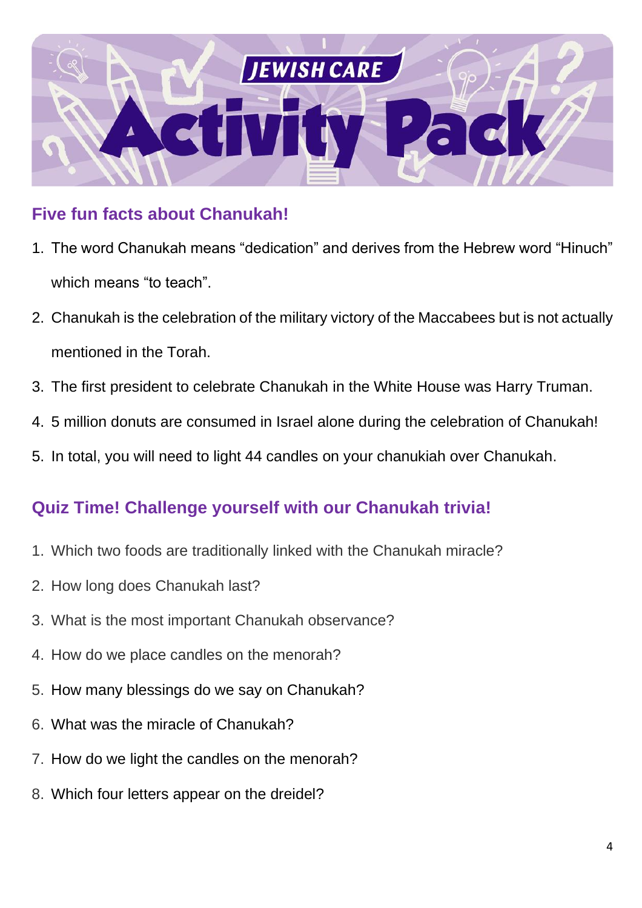# JEWISH CARE Activity Pack

## Five fun facts about Chanukah!

1. The word Chanukah means “dedication” and derives from the Hebrew word “Hinuch” which means “to teach”.
2. Chanukah is the celebration of the military victory of the Maccabees but is not actually mentioned in the Torah.
3. The first president to celebrate Chanukah in the White House was Harry Truman.
4. 5 million donuts are consumed in Israel alone during the celebration of Chanukah!
5. In total, you will need to light 44 candles on your chanukiah over Chanukah.

## Quiz Time! Challenge yourself with our Chanukah trivia!

1. Which two foods are traditionally linked with the Chanukah miracle?
2. How long does Chanukah last?
3. What is the most important Chanukah observance?
4. How do we place candles on the menorah?
5. How many blessings do we say on Chanukah?
6. What was the miracle of Chanukah?
7. How do we light the candles on the menorah?
8. Which four letters appear on the dreidel?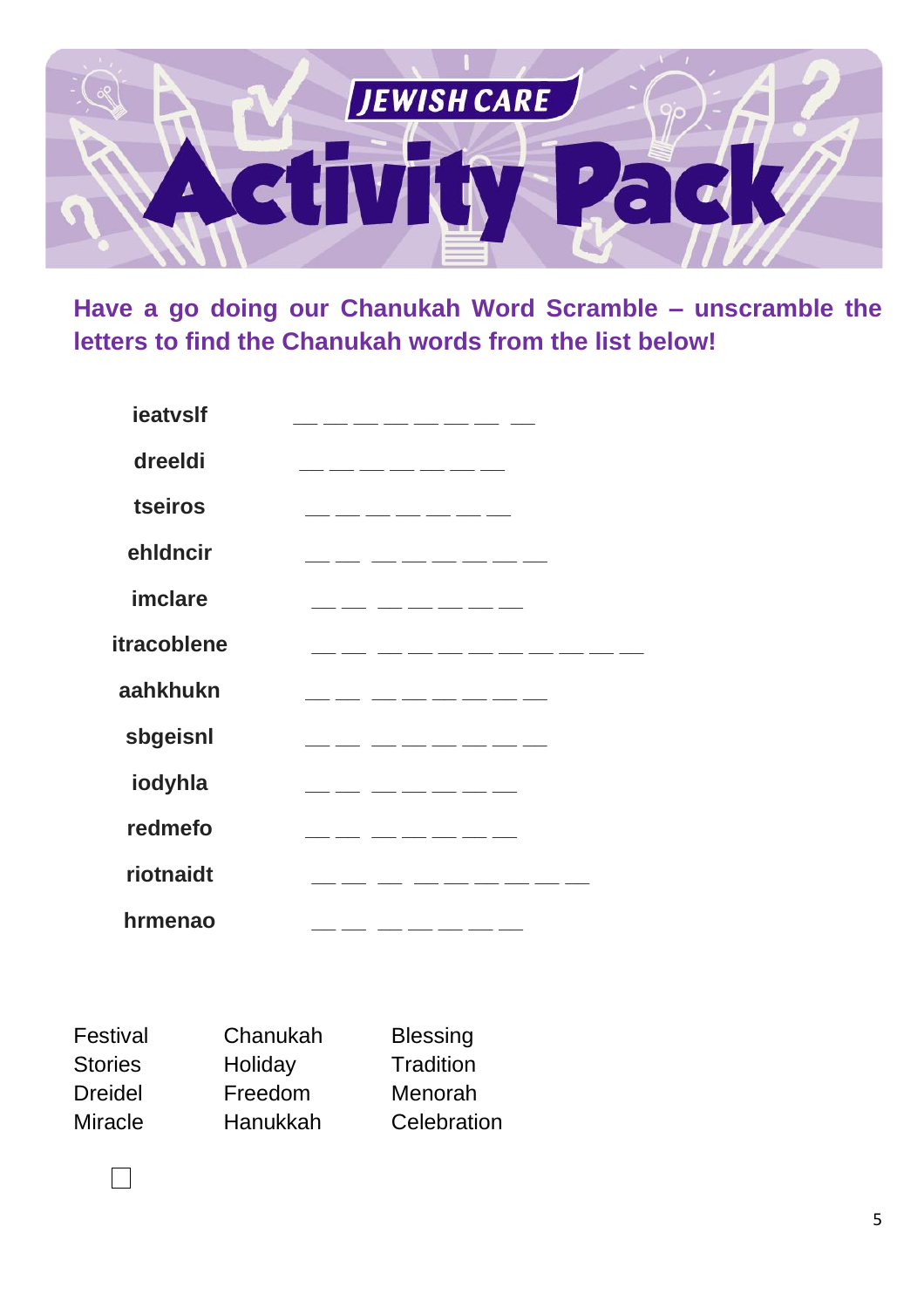# JEWISH CARE Activity Pack

**Have a go doing our Chanukah Word Scramble – unscramble the letters to find the Chanukah words from the list below!**

| | |
|---|---|
| **ieatvslf** | __ __ __ __ __ __ __ __ |
| **dreeldi** | __ __ __ __ __ __ __ |
| **tseiros** | __ __ __ __ __ __ __ |
| **ehldncir** | __ __ __ __ __ __ __ __ |
| **imclare** | __ __ __ __ __ __ __ |
| **itracoblene** | __ __ __ __ __ __ __ __ __ __ __ |
| **aahkhukn** | __ __ __ __ __ __ __ __ |
| **sbgeisnl** | __ __ __ __ __ __ __ __ |
| **iodyhla** | __ __ __ __ __ __ __ |
| **redmefo** | __ __ __ __ __ __ __ |
| **riotnaidt** | __ __ __ __ __ __ __ __ __ |
| **hrmenao** | __ __ __ __ __ __ __ |

| | | |
|---|---|---|
| Festival | Chanukah | Blessing |
| Stories | Holiday | Tradition |
| Dreidel | Freedom | Menorah |
| Miracle | Hanukkah | Celebration |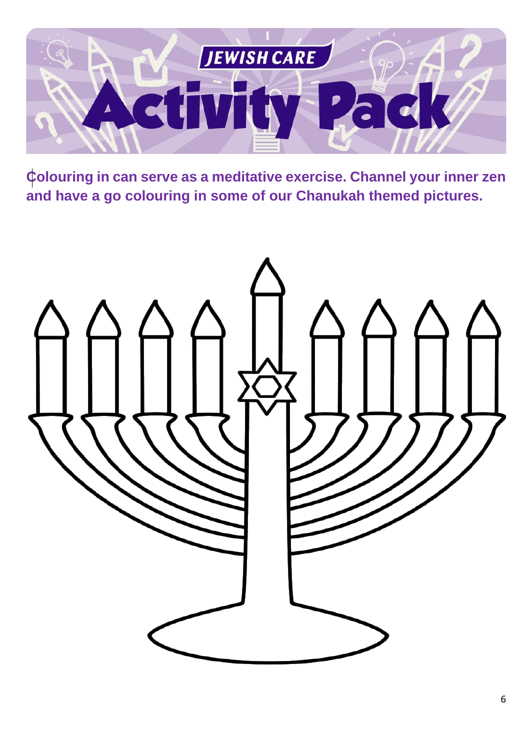**Colouring in can serve as a meditative exercise. Channel your inner zen and have a go colouring in some of our Chanukah themed pictures.**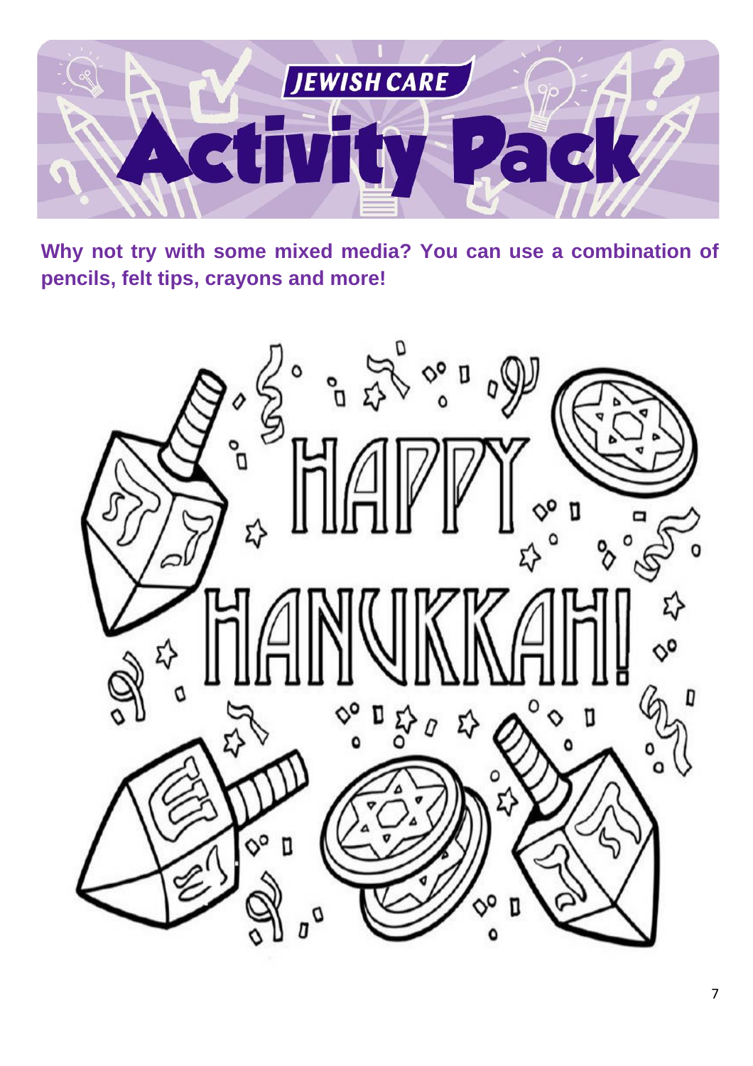**Why not try with some mixed media? You can use a combination of pencils, felt tips, crayons and more!**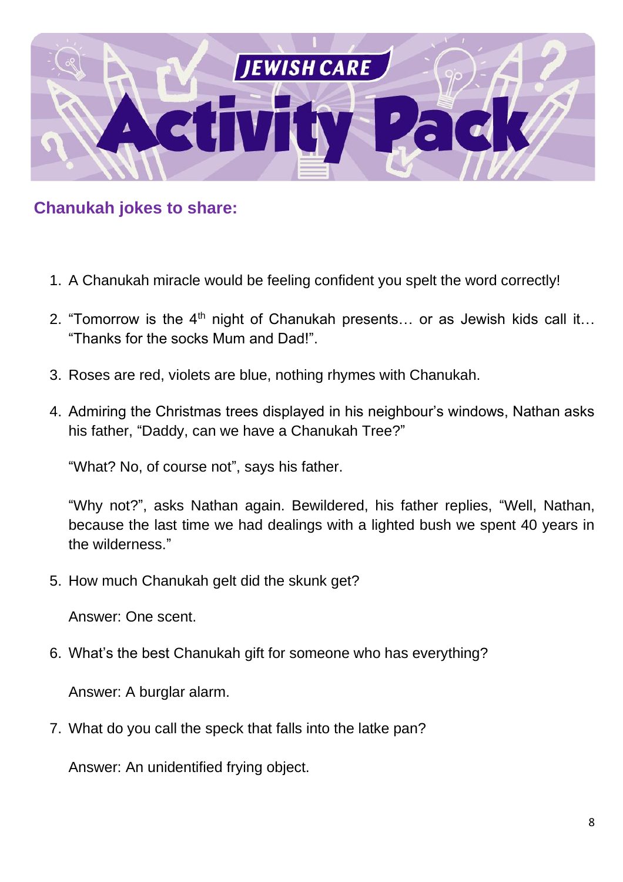# JEWISH CARE Activity Pack

## Chanukah jokes to share:

1. A Chanukah miracle would be feeling confident you spelt the word correctly!

2. "Tomorrow is the 4th night of Chanukah presents… or as Jewish kids call it… "Thanks for the socks Mum and Dad!".

3. Roses are red, violets are blue, nothing rhymes with Chanukah.

4. Admiring the Christmas trees displayed in his neighbour's windows, Nathan asks his father, "Daddy, can we have a Chanukah Tree?"

   "What? No, of course not", says his father.

   "Why not?", asks Nathan again. Bewildered, his father replies, "Well, Nathan, because the last time we had dealings with a lighted bush we spent 40 years in the wilderness."

5. How much Chanukah gelt did the skunk get?

   Answer: One scent.

6. What's the best Chanukah gift for someone who has everything?

   Answer: A burglar alarm.

7. What do you call the speck that falls into the latke pan?

   Answer: An unidentified frying object.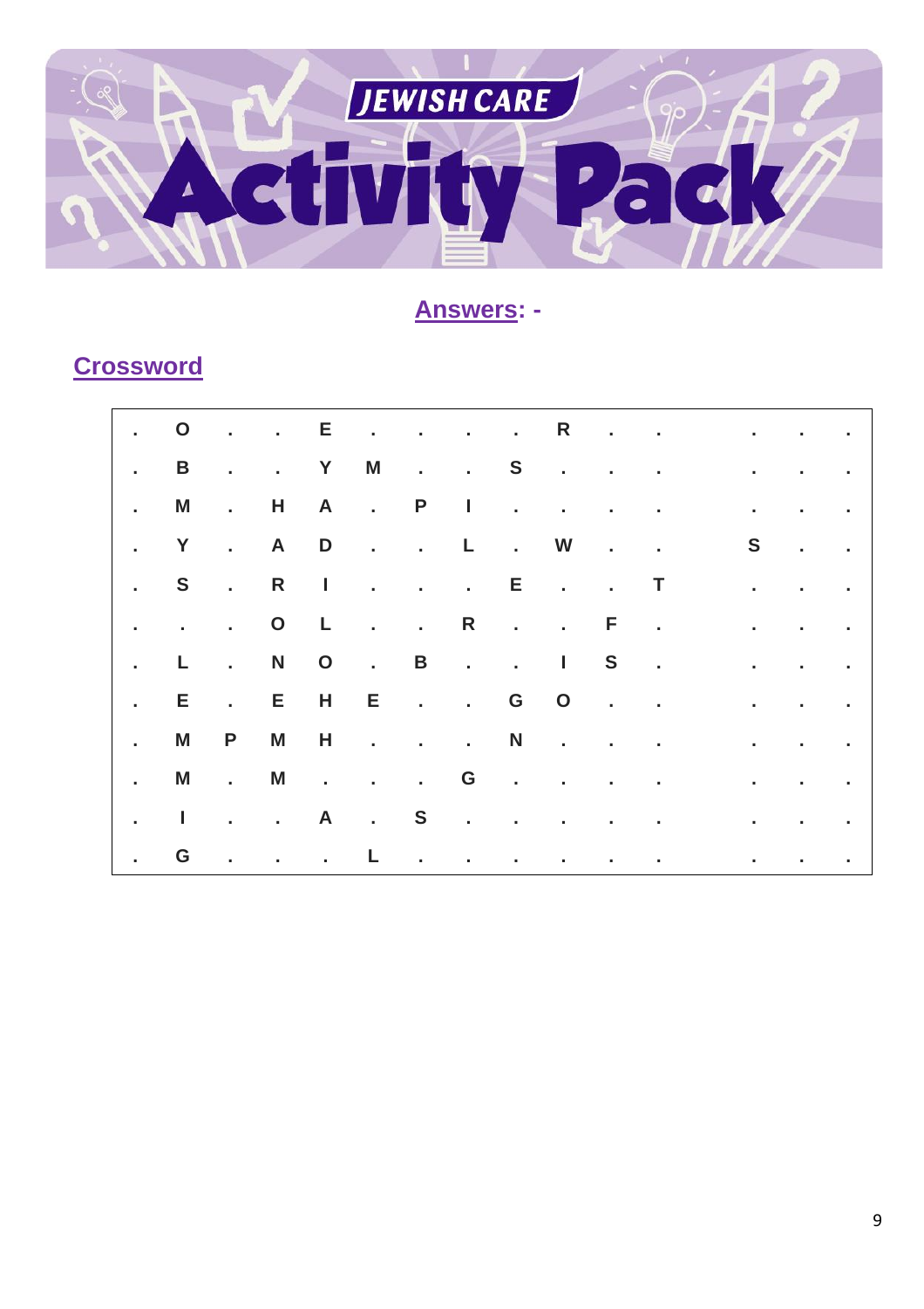## Answers: -

## Crossword

| . | O | . | . | E | . | . | . | . | R | . | . | | . | . | . |
|---|---|---|---|---|---|---|---|---|---|---|---|---|---|---|---|
| . | B | . | . | Y | M | . | . | S | . | . | . | | . | . | . |
| . | M | . | H | A | . | P | I | . | . | . | . | | . | . | . |
| . | Y | . | A | D | . | . | L | . | W | . | . | | S | . | . |
| . | S | . | R | I | . | . | . | E | . | . | T | | . | . | . |
| . | . | . | O | L | . | . | R | . | . | F | . | | . | . | . |
| . | L | . | N | O | . | B | . | . | I | S | . | | . | . | . |
| . | E | . | E | H | E | . | . | G | O | . | . | | . | . | . |
| . | M | P | M | H | . | . | . | N | . | . | . | | . | . | . |
| . | M | . | M | . | . | . | G | . | . | . | . | | . | . | . |
| . | I | . | . | A | . | S | . | . | . | . | . | | . | . | . |
| . | G | . | . | . | L | . | . | . | . | . | . | | . | . | . |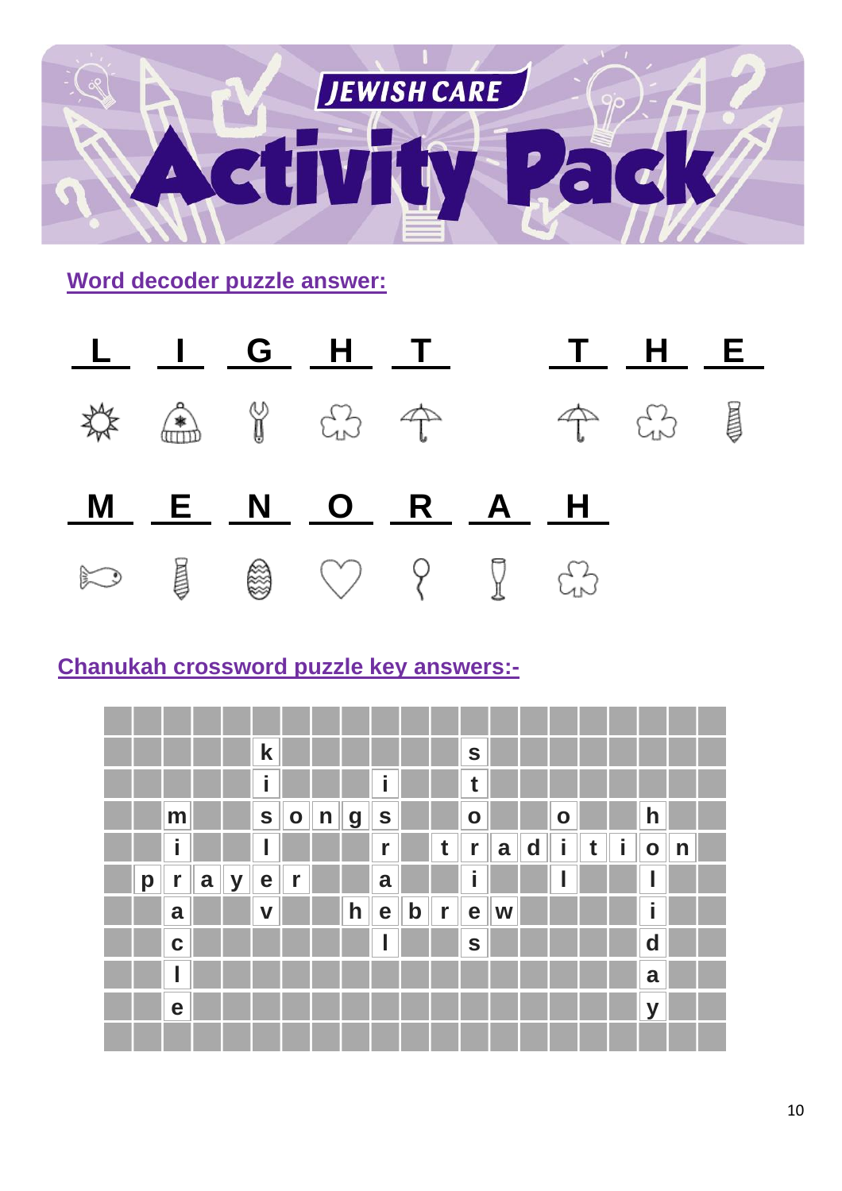JEWISH CARE

# Activity Pack

## Word decoder puzzle answer:

L I G H T   T H E

M E N O R A H

## Chanukah crossword puzzle key answers:-

| | | | | | | | | | | | | | | | | | | | |
|---|---|---|---|---|---|---|---|---|---|---|---|---|---|---|---|---|---|---|---|
| | | | | | k | | | | | | | s | | | | | | | |
| | | | | | i | | | | i | | | t | | | | | | | |
| | | m | | | s | o | n | g | s | | | o | | | o | | | h | |
| | | i | | | l | | | | r | | t | r | a | d | i | t | i | o | n |
| | p | r | a | y | e | r | | | a | | | i | | | l | | | l | |
| | | a | | | v | | | h | e | b | r | e | w | | | | | i | |
| | | c | | | | | | | l | | | s | | | | | | d | |
| | | l | | | | | | | | | | | | | | | | a | |
| | | e | | | | | | | | | | | | | | | | y | |
| | | | | | | | | | | | | | | | | | | | |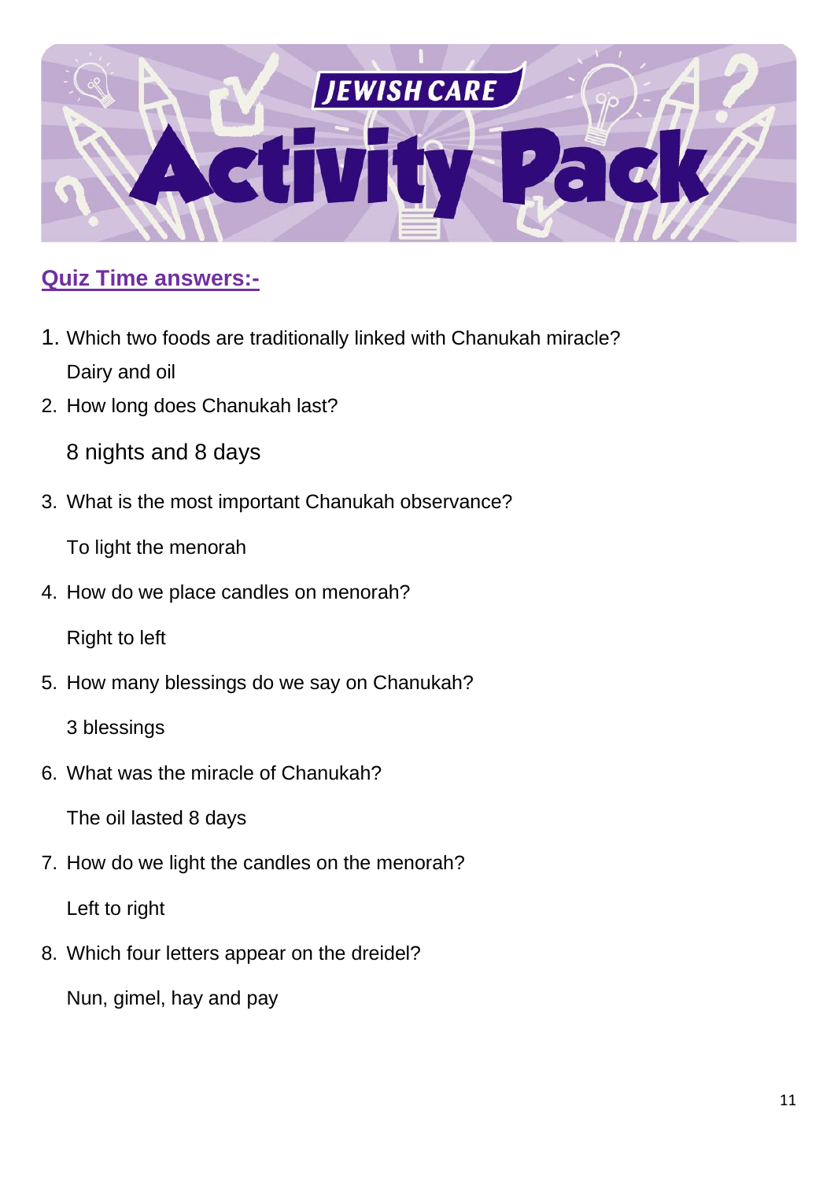# Jewish Care Activity Pack

## Quiz Time answers:-

1. Which two foods are traditionally linked with Chanukah miracle?

   Dairy and oil

2. How long does Chanukah last?

   8 nights and 8 days

3. What is the most important Chanukah observance?

   To light the menorah

4. How do we place candles on menorah?

   Right to left

5. How many blessings do we say on Chanukah?

   3 blessings

6. What was the miracle of Chanukah?

   The oil lasted 8 days

7. How do we light the candles on the menorah?

   Left to right

8. Which four letters appear on the dreidel?

   Nun, gimel, hay and pay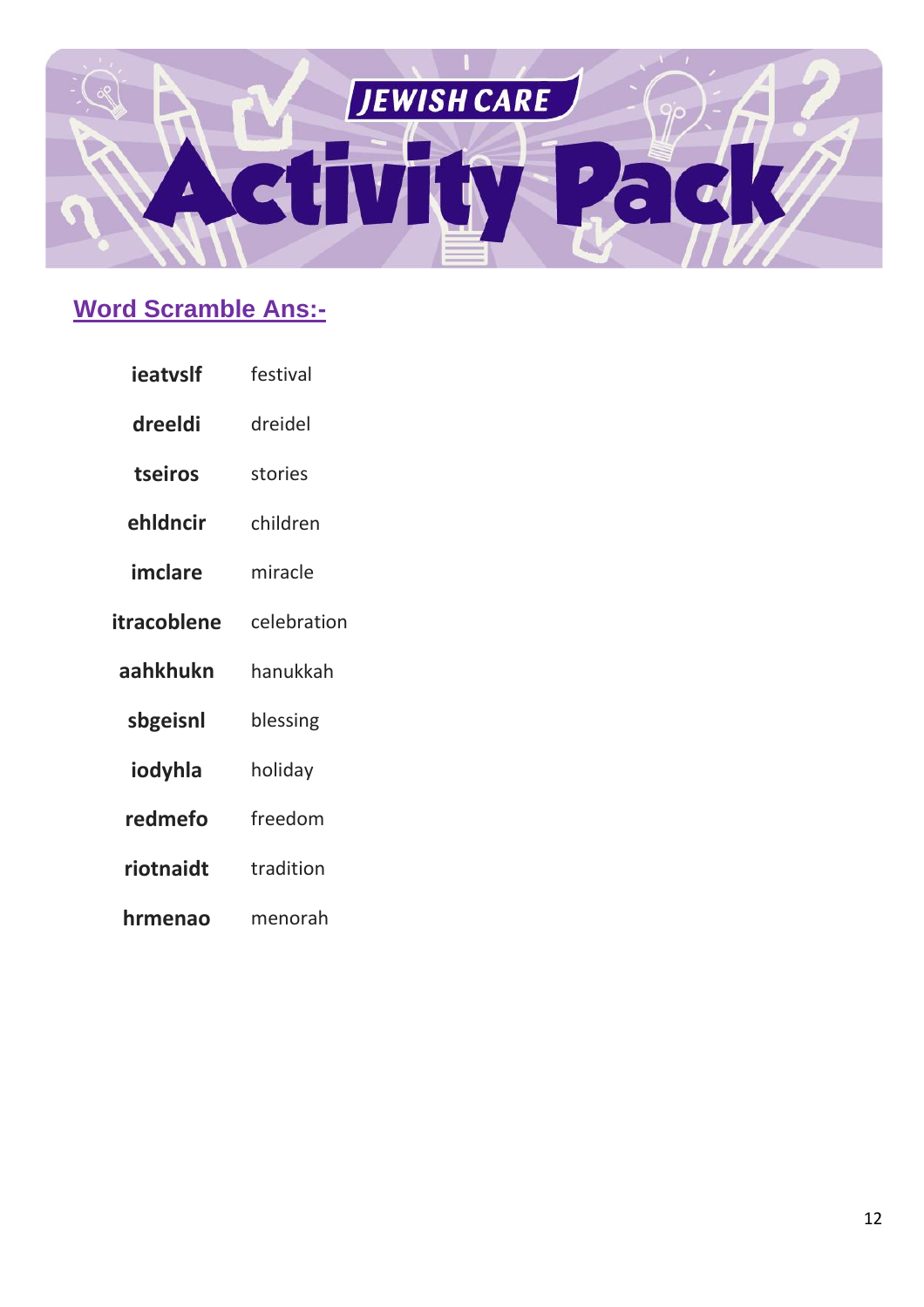# JEWISH CARE Activity Pack

## Word Scramble Ans:-

| | |
|---|---|
| **ieatvslf** | festival |
| **dreeldi** | dreidel |
| **tseiros** | stories |
| **ehldncir** | children |
| **imclare** | miracle |
| **itracoblene** | celebration |
| **aahkhukn** | hanukkah |
| **sbgeisnl** | blessing |
| **iodyhla** | holiday |
| **redmefo** | freedom |
| **riotnaidt** | tradition |
| **hrmenao** | menorah |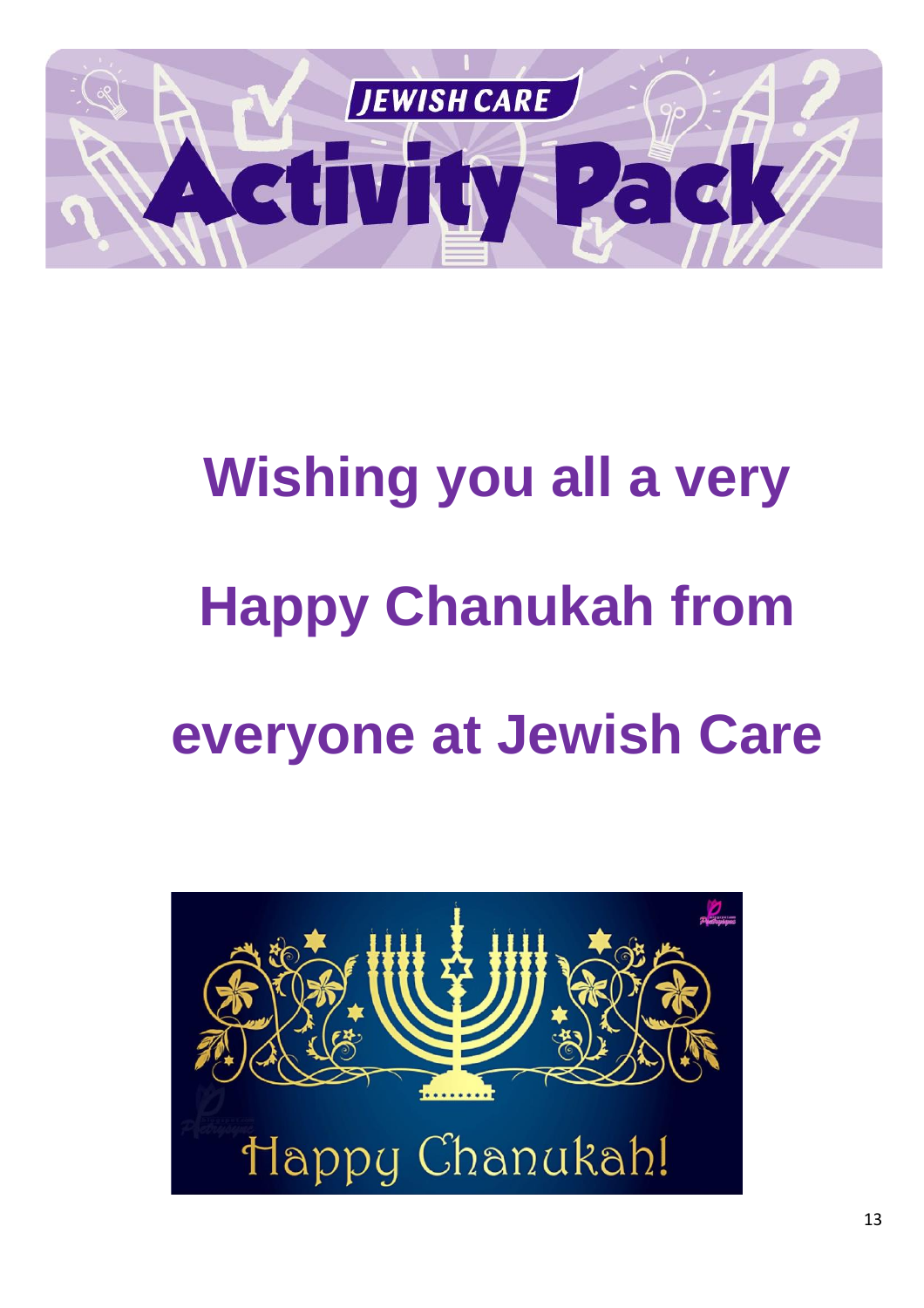# Wishing you all a very Happy Chanukah from everyone at Jewish Care